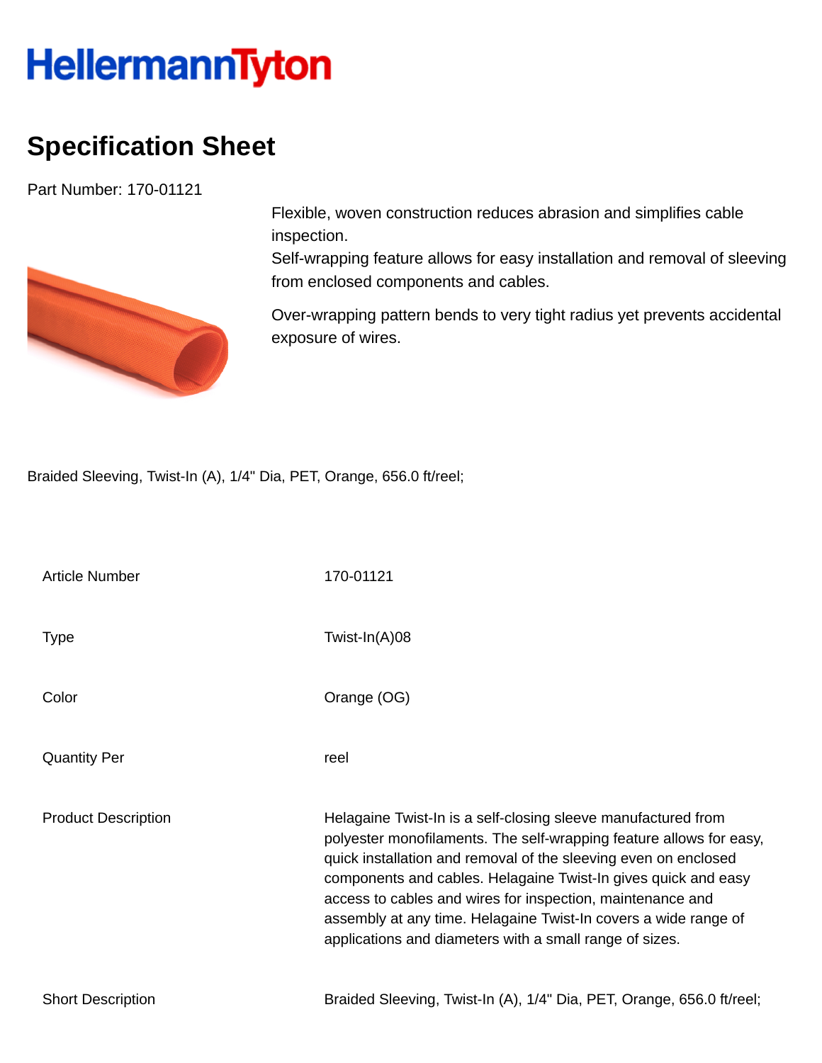HellermannTyton

# Specification Sheet

Part Number: 170-01121

Flexible, woven construction reduces abrasion and simplifies cable inspection.
Self-wrapping feature allows for easy installation and removal of sleeving from enclosed components and cables.

Over-wrapping pattern bends to very tight radius yet prevents accidental exposure of wires.

Braided Sleeving, Twist-In (A), 1/4" Dia, PET, Orange, 656.0 ft/reel;

| | |
|---|---|
| Article Number | 170-01121 |
| Type | Twist-In(A)08 |
| Color | Orange (OG) |
| Quantity Per | reel |
| Product Description | Helagaine Twist-In is a self-closing sleeve manufactured from polyester monofilaments. The self-wrapping feature allows for easy, quick installation and removal of the sleeving even on enclosed components and cables. Helagaine Twist-In gives quick and easy access to cables and wires for inspection, maintenance and assembly at any time. Helagaine Twist-In covers a wide range of applications and diameters with a small range of sizes. |
| Short Description | Braided Sleeving, Twist-In (A), 1/4" Dia, PET, Orange, 656.0 ft/reel; |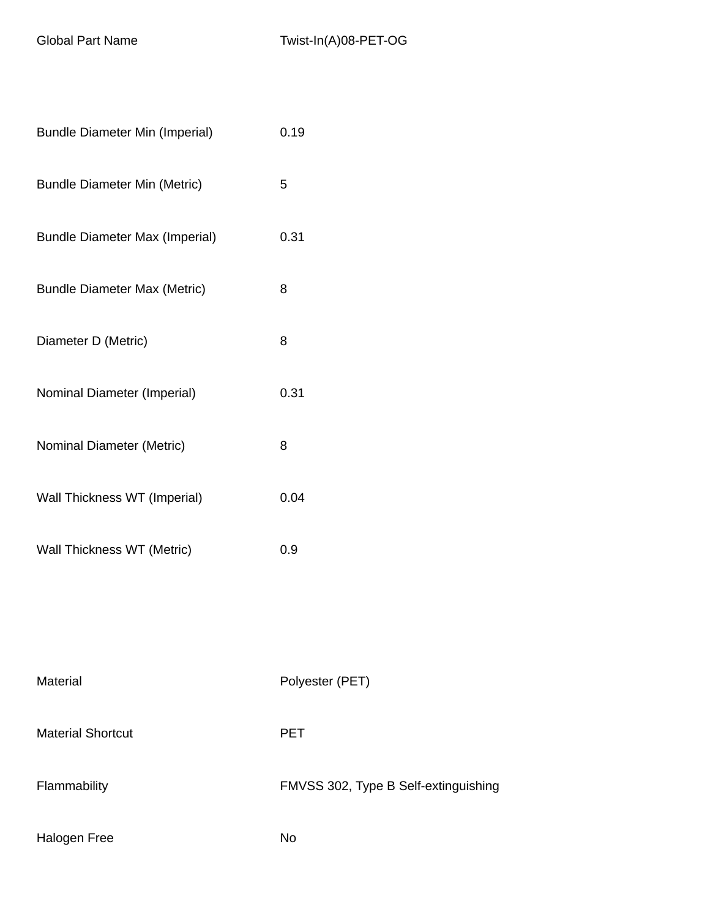| | |
|---|---|
| Global Part Name | Twist-In(A)08-PET-OG |
| Bundle Diameter Min (Imperial) | 0.19 |
| Bundle Diameter Min (Metric) | 5 |
| Bundle Diameter Max (Imperial) | 0.31 |
| Bundle Diameter Max (Metric) | 8 |
| Diameter D (Metric) | 8 |
| Nominal Diameter (Imperial) | 0.31 |
| Nominal Diameter (Metric) | 8 |
| Wall Thickness WT (Imperial) | 0.04 |
| Wall Thickness WT (Metric) | 0.9 |
| Material | Polyester (PET) |
| Material Shortcut | PET |
| Flammability | FMVSS 302, Type B Self-extinguishing |
| Halogen Free | No |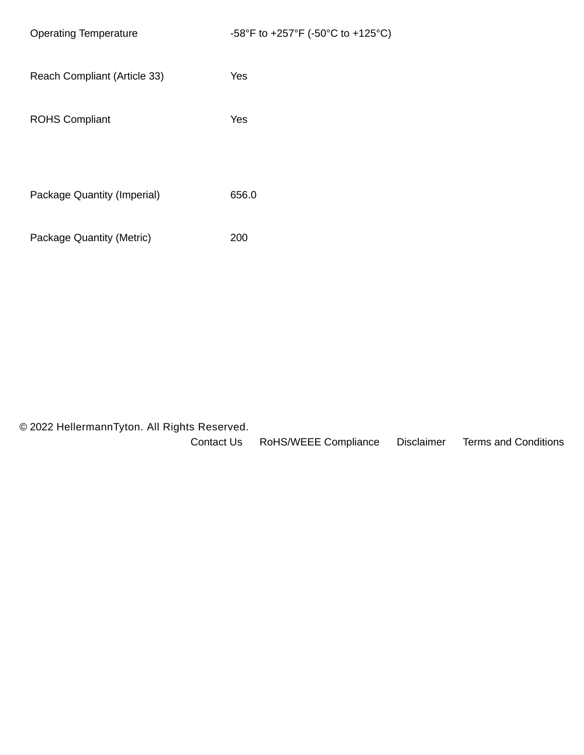| | |
|---|---|
| Operating Temperature | -58°F to +257°F (-50°C to +125°C) |
| Reach Compliant (Article 33) | Yes |
| ROHS Compliant | Yes |
| Package Quantity (Imperial) | 656.0 |
| Package Quantity (Metric) | 200 |

© 2022 HellermannTyton. All Rights Reserved.

Contact Us RoHS/WEEE Compliance Disclaimer Terms and Conditions